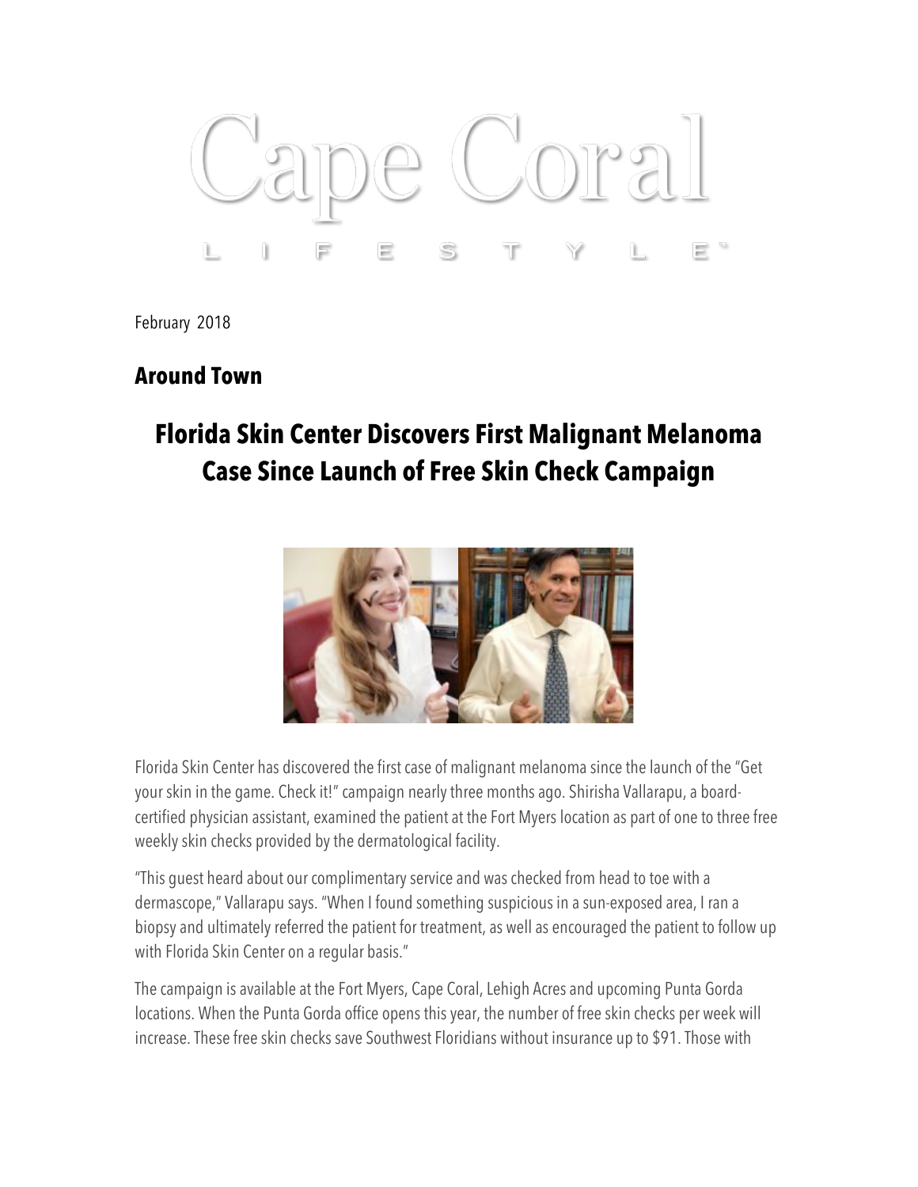# Cape Coral

LIFESTYLE™

February 2018

## Around Town

## Florida Skin Center Discovers First Malignant Melanoma Case Since Launch of Free Skin Check Campaign

Florida Skin Center has discovered the first case of malignant melanoma since the launch of the "Get your skin in the game. Check it!" campaign nearly three months ago. Shirisha Vallarapu, a board-certified physician assistant, examined the patient at the Fort Myers location as part of one to three free weekly skin checks provided by the dermatological facility.

"This guest heard about our complimentary service and was checked from head to toe with a dermascope," Vallarapu says. "When I found something suspicious in a sun-exposed area, I ran a biopsy and ultimately referred the patient for treatment, as well as encouraged the patient to follow up with Florida Skin Center on a regular basis."

The campaign is available at the Fort Myers, Cape Coral, Lehigh Acres and upcoming Punta Gorda locations. When the Punta Gorda office opens this year, the number of free skin checks per week will increase. These free skin checks save Southwest Floridians without insurance up to $91. Those with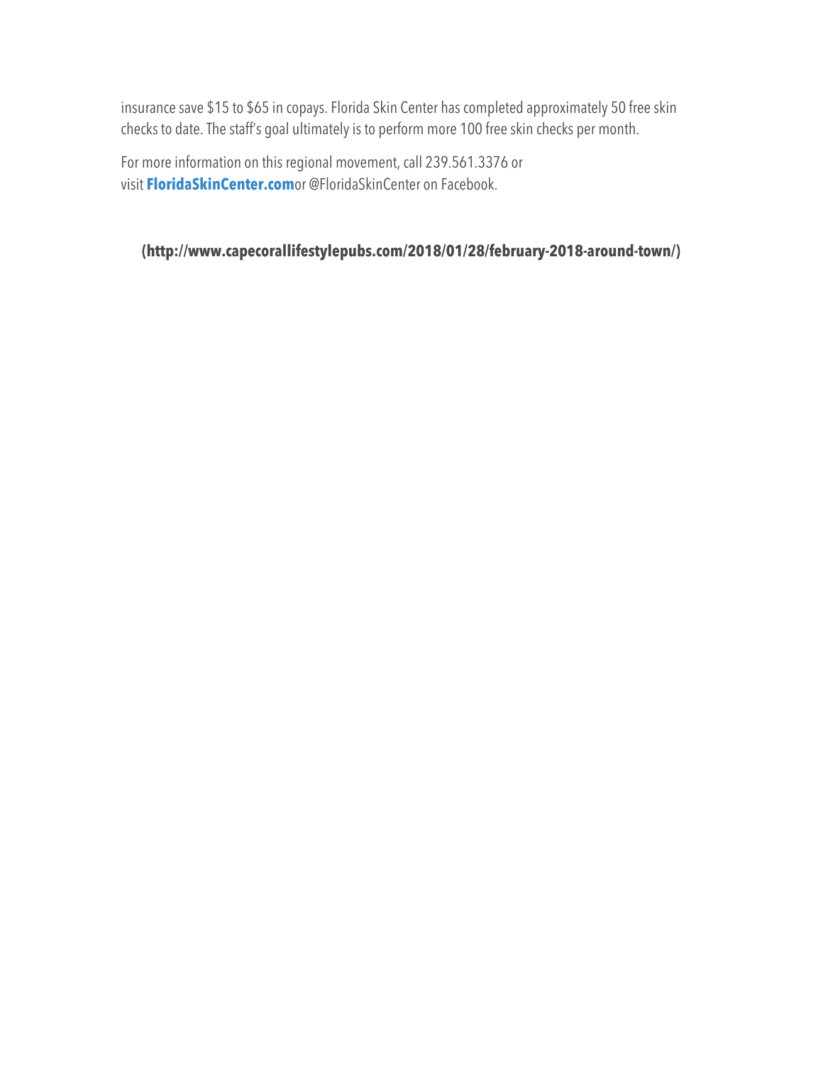insurance save $15 to $65 in copays. Florida Skin Center has completed approximately 50 free skin checks to date. The staff's goal ultimately is to perform more 100 free skin checks per month.

For more information on this regional movement, call 239.561.3376 or visit **FloridaSkinCenter.com**or @FloridaSkinCenter on Facebook.

**(http://www.capecorallifestylepubs.com/2018/01/28/february-2018-around-town/)**